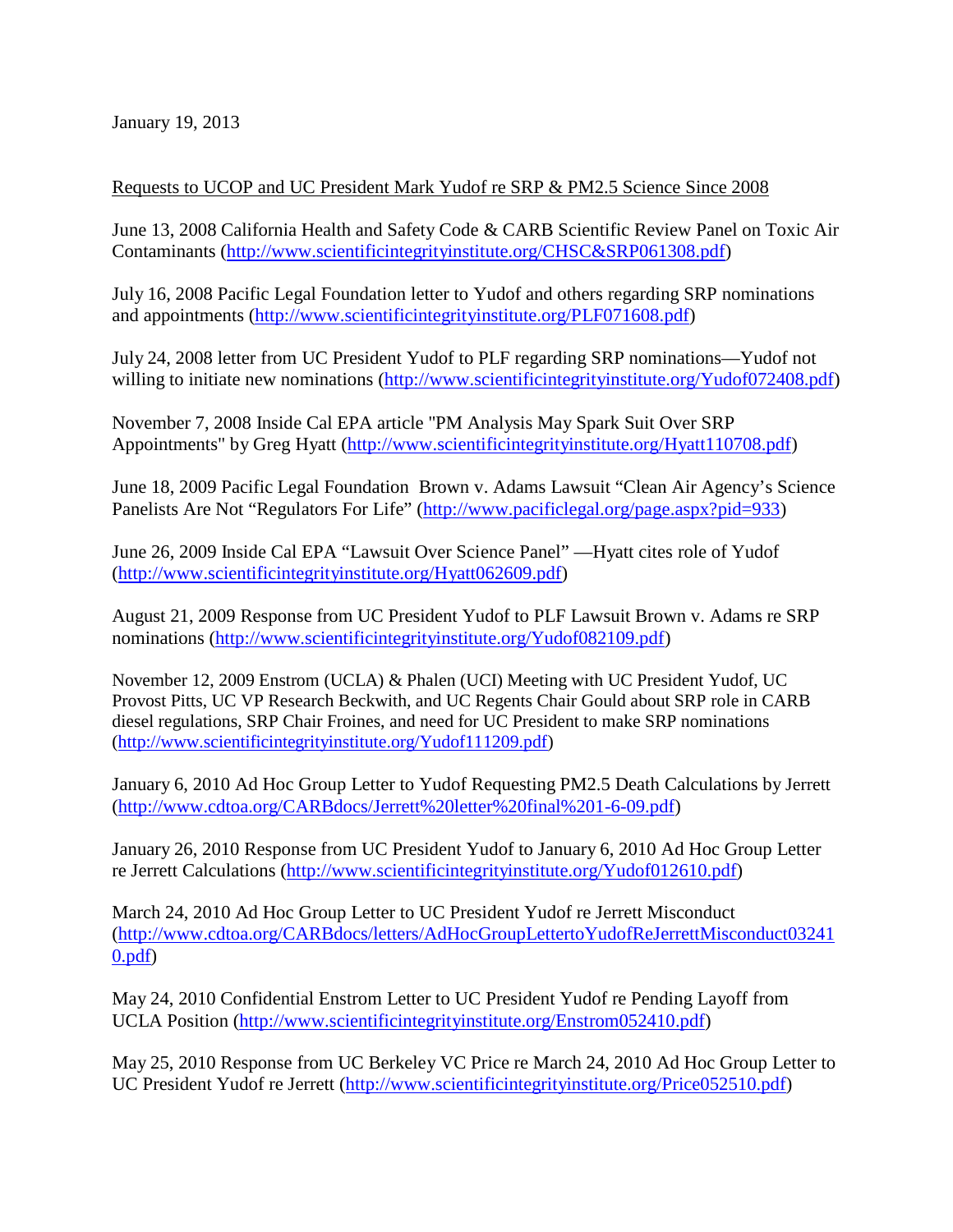January 19, 2013

Requests to UCOP and UC President Mark Yudof re SRP & PM2.5 Science Since 2008

June 13, 2008 California Health and Safety Code & CARB Scientific Review Panel on Toxic Air Contaminants (http://www.scientificintegrityinstitute.org/CHSC&SRP061308.pdf)

July 16, 2008 Pacific Legal Foundation letter to Yudof and others regarding SRP nominations and appointments (http://www.scientificintegrityinstitute.org/PLF071608.pdf)

July 24, 2008 letter from UC President Yudof to PLF regarding SRP nominations—Yudof not willing to initiate new nominations (http://www.scientificintegrityinstitute.org/Yudof072408.pdf)

November 7, 2008 Inside Cal EPA article "PM Analysis May Spark Suit Over SRP Appointments" by Greg Hyatt (http://www.scientificintegrityinstitute.org/Hyatt110708.pdf)

June 18, 2009 Pacific Legal Foundation Brown v. Adams Lawsuit "Clean Air Agency's Science Panelists Are Not "Regulators For Life" (http://www.pacificlegal.org/page.aspx?pid=933)

June 26, 2009 Inside Cal EPA "Lawsuit Over Science Panel" —Hyatt cites role of Yudof (http://www.scientificintegrityinstitute.org/Hyatt062609.pdf)

August 21, 2009 Response from UC President Yudof to PLF Lawsuit Brown v. Adams re SRP nominations (http://www.scientificintegrityinstitute.org/Yudof082109.pdf)

November 12, 2009 Enstrom (UCLA) & Phalen (UCI) Meeting with UC President Yudof, UC Provost Pitts, UC VP Research Beckwith, and UC Regents Chair Gould about SRP role in CARB diesel regulations, SRP Chair Froines, and need for UC President to make SRP nominations (http://www.scientificintegrityinstitute.org/Yudof111209.pdf)

January 6, 2010 Ad Hoc Group Letter to Yudof Requesting PM2.5 Death Calculations by Jerrett (http://www.cdtoa.org/CARBdocs/Jerrett%20letter%20final%201-6-09.pdf)

January 26, 2010 Response from UC President Yudof to January 6, 2010 Ad Hoc Group Letter re Jerrett Calculations (http://www.scientificintegrityinstitute.org/Yudof012610.pdf)

March 24, 2010 Ad Hoc Group Letter to UC President Yudof re Jerrett Misconduct (http://www.cdtoa.org/CARBdocs/letters/AdHocGroupLettertoYudofReJerrettMisconduct032410.pdf)

May 24, 2010 Confidential Enstrom Letter to UC President Yudof re Pending Layoff from UCLA Position (http://www.scientificintegrityinstitute.org/Enstrom052410.pdf)

May 25, 2010 Response from UC Berkeley VC Price re March 24, 2010 Ad Hoc Group Letter to UC President Yudof re Jerrett (http://www.scientificintegrityinstitute.org/Price052510.pdf)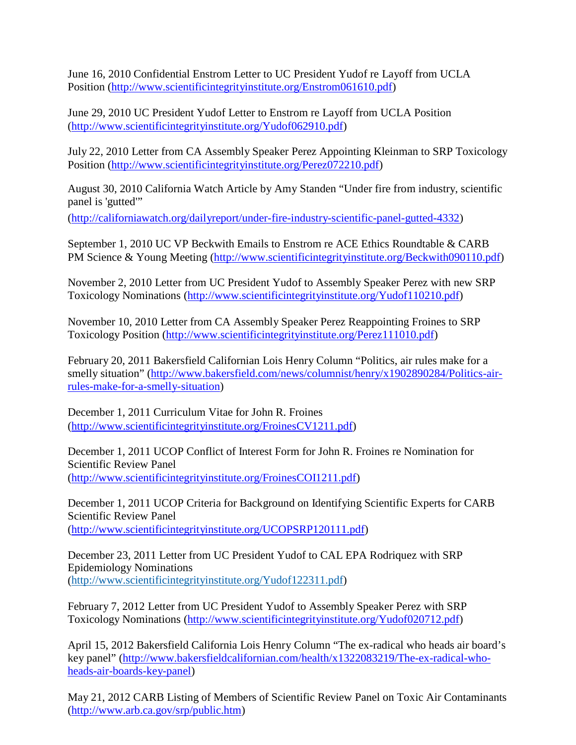June 16, 2010 Confidential Enstrom Letter to UC President Yudof re Layoff from UCLA Position (http://www.scientificintegrityinstitute.org/Enstrom061610.pdf)

June 29, 2010 UC President Yudof Letter to Enstrom re Layoff from UCLA Position (http://www.scientificintegrityinstitute.org/Yudof062910.pdf)

July 22, 2010 Letter from CA Assembly Speaker Perez Appointing Kleinman to SRP Toxicology Position (http://www.scientificintegrityinstitute.org/Perez072210.pdf)

August 30, 2010 California Watch Article by Amy Standen "Under fire from industry, scientific panel is 'gutted'" (http://californiawatch.org/dailyreport/under-fire-industry-scientific-panel-gutted-4332)

September 1, 2010 UC VP Beckwith Emails to Enstrom re ACE Ethics Roundtable & CARB PM Science & Young Meeting (http://www.scientificintegrityinstitute.org/Beckwith090110.pdf)

November 2, 2010 Letter from UC President Yudof to Assembly Speaker Perez with new SRP Toxicology Nominations (http://www.scientificintegrityinstitute.org/Yudof110210.pdf)

November 10, 2010 Letter from CA Assembly Speaker Perez Reappointing Froines to SRP Toxicology Position (http://www.scientificintegrityinstitute.org/Perez111010.pdf)

February 20, 2011 Bakersfield Californian Lois Henry Column "Politics, air rules make for a smelly situation" (http://www.bakersfield.com/news/columnist/henry/x1902890284/Politics-air-rules-make-for-a-smelly-situation)

December 1, 2011 Curriculum Vitae for John R. Froines (http://www.scientificintegrityinstitute.org/FroinesCV1211.pdf)

December 1, 2011 UCOP Conflict of Interest Form for John R. Froines re Nomination for Scientific Review Panel (http://www.scientificintegrityinstitute.org/FroinesCOI1211.pdf)

December 1, 2011 UCOP Criteria for Background on Identifying Scientific Experts for CARB Scientific Review Panel (http://www.scientificintegrityinstitute.org/UCOPSRP120111.pdf)

December 23, 2011 Letter from UC President Yudof to CAL EPA Rodriquez with SRP Epidemiology Nominations (http://www.scientificintegrityinstitute.org/Yudof122311.pdf)

February 7, 2012 Letter from UC President Yudof to Assembly Speaker Perez with SRP Toxicology Nominations (http://www.scientificintegrityinstitute.org/Yudof020712.pdf)

April 15, 2012 Bakersfield California Lois Henry Column "The ex-radical who heads air board's key panel" (http://www.bakersfieldcalifornian.com/health/x1322083219/The-ex-radical-who-heads-air-boards-key-panel)

May 21, 2012 CARB Listing of Members of Scientific Review Panel on Toxic Air Contaminants (http://www.arb.ca.gov/srp/public.htm)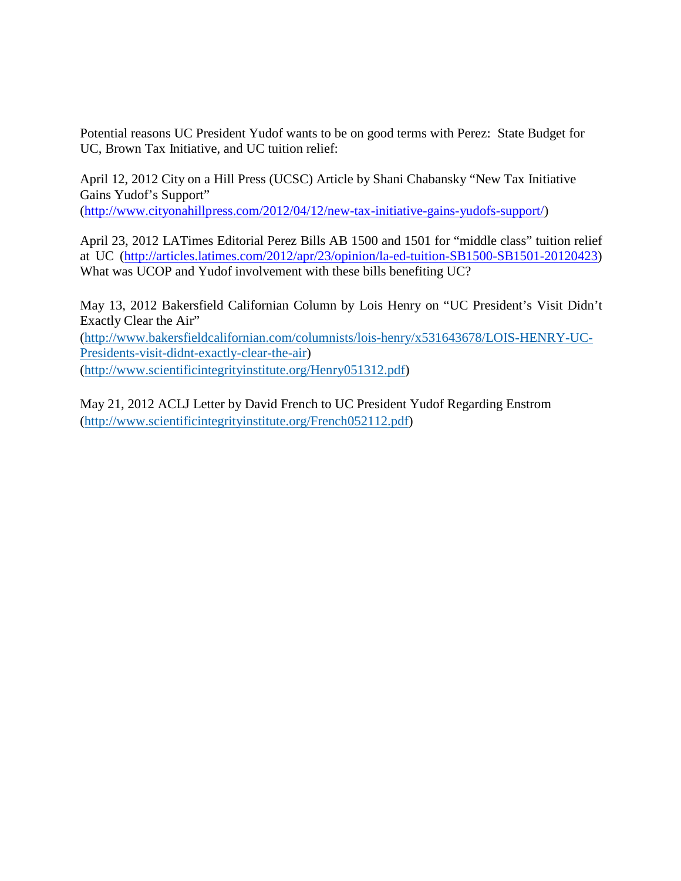Potential reasons UC President Yudof wants to be on good terms with Perez: State Budget for UC, Brown Tax Initiative, and UC tuition relief:

April 12, 2012 City on a Hill Press (UCSC) Article by Shani Chabansky "New Tax Initiative Gains Yudof's Support" (http://www.cityonahillpress.com/2012/04/12/new-tax-initiative-gains-yudofs-support/)

April 23, 2012 LATimes Editorial Perez Bills AB 1500 and 1501 for "middle class" tuition relief at UC (http://articles.latimes.com/2012/apr/23/opinion/la-ed-tuition-SB1500-SB1501-20120423) What was UCOP and Yudof involvement with these bills benefiting UC?

May 13, 2012 Bakersfield Californian Column by Lois Henry on "UC President's Visit Didn't Exactly Clear the Air" (http://www.bakersfieldcalifornian.com/columnists/lois-henry/x531643678/LOIS-HENRY-UC-Presidents-visit-didnt-exactly-clear-the-air) (http://www.scientificintegrityinstitute.org/Henry051312.pdf)

May 21, 2012 ACLJ Letter by David French to UC President Yudof Regarding Enstrom (http://www.scientificintegrityinstitute.org/French052112.pdf)